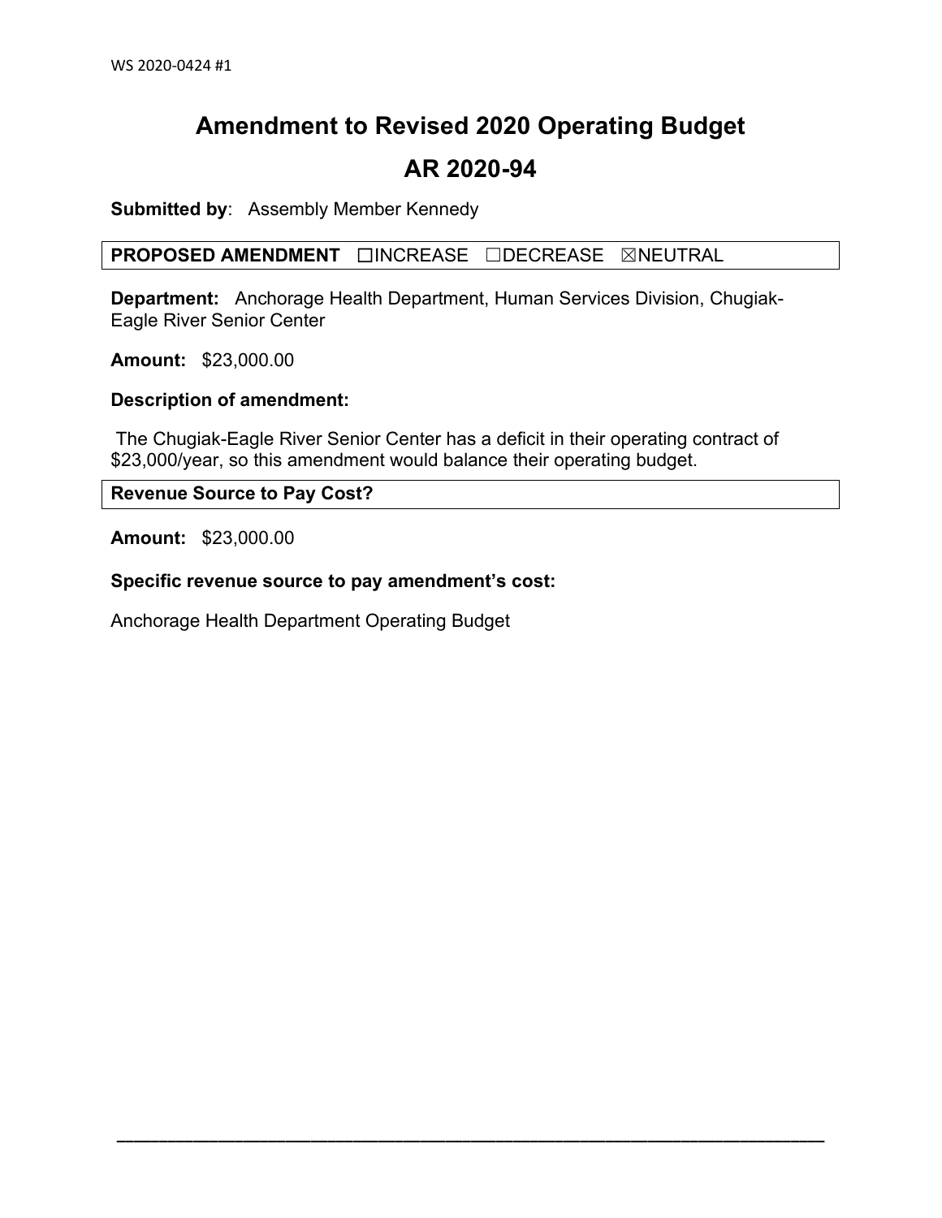WS 2020-0424 #1

# Amendment to Revised 2020 Operating Budget

# AR 2020-94

**Submitted by**: Assembly Member Kennedy

**PROPOSED AMENDMENT** ☐INCREASE ☐DECREASE ☒NEUTRAL

**Department:** Anchorage Health Department, Human Services Division, Chugiak-Eagle River Senior Center

**Amount:** $23,000.00

**Description of amendment:**

The Chugiak-Eagle River Senior Center has a deficit in their operating contract of $23,000/year, so this amendment would balance their operating budget.

**Revenue Source to Pay Cost?**

**Amount:** $23,000.00

**Specific revenue source to pay amendment's cost:**

Anchorage Health Department Operating Budget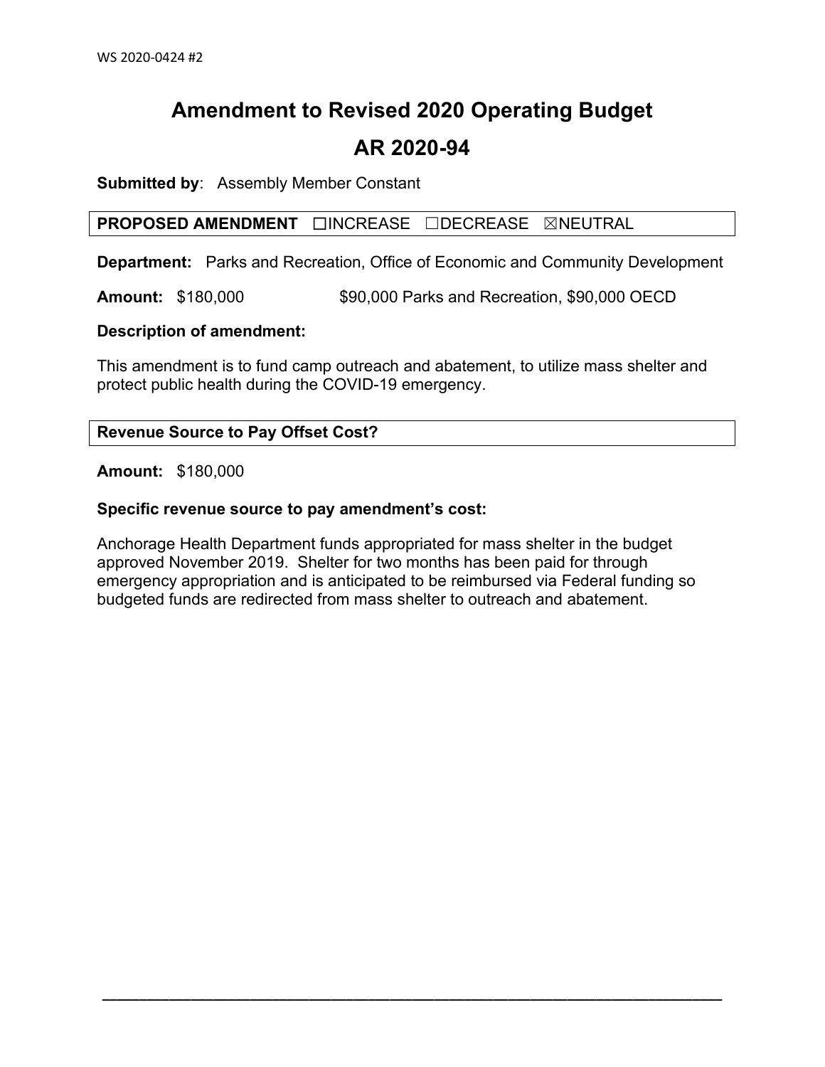WS 2020-0424 #2

# Amendment to Revised 2020 Operating Budget

# AR 2020-94

**Submitted by**: Assembly Member Constant

| **PROPOSED AMENDMENT** ☐INCREASE ☐DECREASE ☒NEUTRAL |
|---|

**Department:** Parks and Recreation, Office of Economic and Community Development

**Amount:** $180,000 $90,000 Parks and Recreation, $90,000 OECD

**Description of amendment:**

This amendment is to fund camp outreach and abatement, to utilize mass shelter and protect public health during the COVID-19 emergency.

| **Revenue Source to Pay Offset Cost?** |
|---|

**Amount:** $180,000

**Specific revenue source to pay amendment's cost:**

Anchorage Health Department funds appropriated for mass shelter in the budget approved November 2019. Shelter for two months has been paid for through emergency appropriation and is anticipated to be reimbursed via Federal funding so budgeted funds are redirected from mass shelter to outreach and abatement.